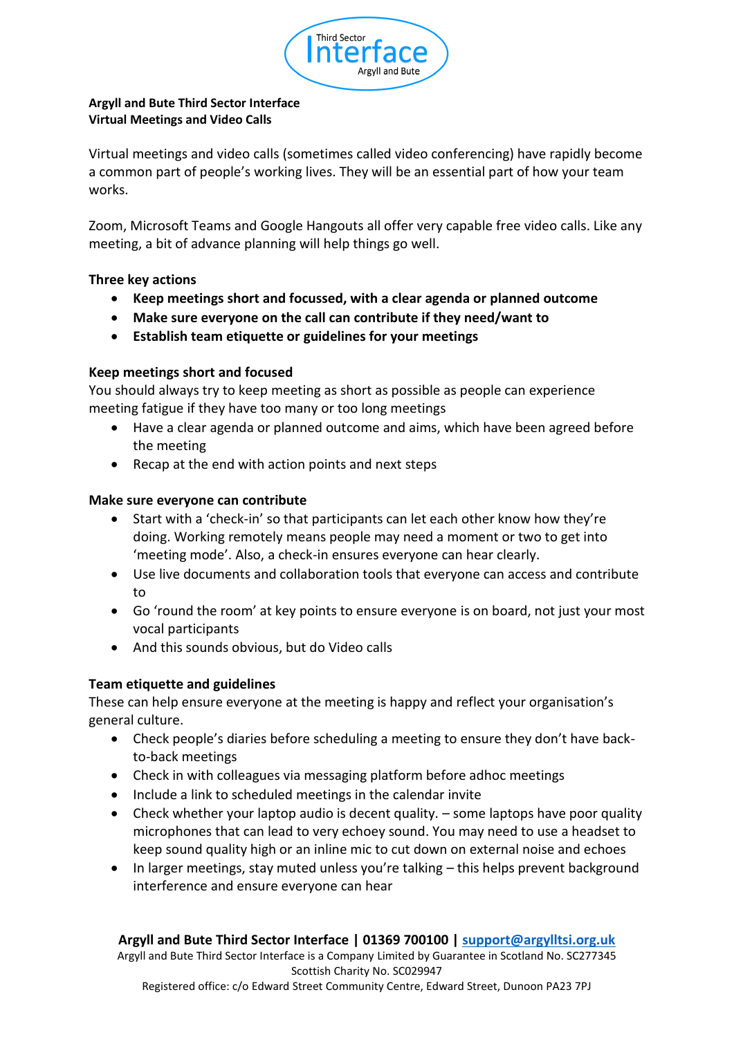**Argyll and Bute Third Sector Interface**
**Virtual Meetings and Video Calls**

Virtual meetings and video calls (sometimes called video conferencing) have rapidly become a common part of people's working lives. They will be an essential part of how your team works.

Zoom, Microsoft Teams and Google Hangouts all offer very capable free video calls. Like any meeting, a bit of advance planning will help things go well.

**Three key actions**

- **Keep meetings short and focussed, with a clear agenda or planned outcome**
- **Make sure everyone on the call can contribute if they need/want to**
- **Establish team etiquette or guidelines for your meetings**

**Keep meetings short and focused**

You should always try to keep meeting as short as possible as people can experience meeting fatigue if they have too many or too long meetings

- Have a clear agenda or planned outcome and aims, which have been agreed before the meeting
- Recap at the end with action points and next steps

**Make sure everyone can contribute**

- Start with a 'check-in' so that participants can let each other know how they're doing. Working remotely means people may need a moment or two to get into 'meeting mode'. Also, a check-in ensures everyone can hear clearly.
- Use live documents and collaboration tools that everyone can access and contribute to
- Go 'round the room' at key points to ensure everyone is on board, not just your most vocal participants
- And this sounds obvious, but do Video calls

**Team etiquette and guidelines**

These can help ensure everyone at the meeting is happy and reflect your organisation's general culture.

- Check people's diaries before scheduling a meeting to ensure they don't have back-to-back meetings
- Check in with colleagues via messaging platform before adhoc meetings
- Include a link to scheduled meetings in the calendar invite
- Check whether your laptop audio is decent quality. – some laptops have poor quality microphones that can lead to very echoey sound. You may need to use a headset to keep sound quality high or an inline mic to cut down on external noise and echoes
- In larger meetings, stay muted unless you're talking – this helps prevent background interference and ensure everyone can hear

**Argyll and Bute Third Sector Interface | 01369 700100 | support@argylltsi.org.uk**
Argyll and Bute Third Sector Interface is a Company Limited by Guarantee in Scotland No. SC277345
Scottish Charity No. SC029947
Registered office: c/o Edward Street Community Centre, Edward Street, Dunoon PA23 7PJ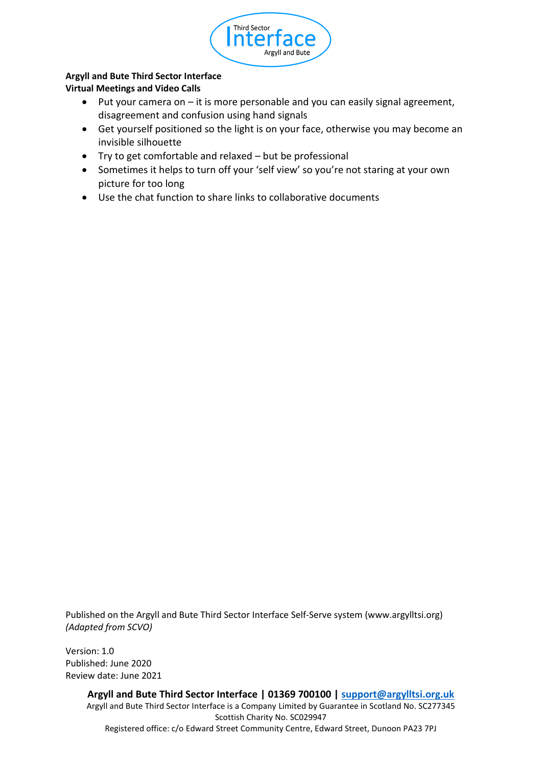**Argyll and Bute Third Sector Interface**
**Virtual Meetings and Video Calls**

- Put your camera on – it is more personable and you can easily signal agreement, disagreement and confusion using hand signals
- Get yourself positioned so the light is on your face, otherwise you may become an invisible silhouette
- Try to get comfortable and relaxed – but be professional
- Sometimes it helps to turn off your 'self view' so you're not staring at your own picture for too long
- Use the chat function to share links to collaborative documents

Published on the Argyll and Bute Third Sector Interface Self-Serve system (www.argylltsi.org)
*(Adapted from SCVO)*

Version: 1.0
Published: June 2020
Review date: June 2021

**Argyll and Bute Third Sector Interface | 01369 700100 | support@argylltsi.org.uk**
Argyll and Bute Third Sector Interface is a Company Limited by Guarantee in Scotland No. SC277345
Scottish Charity No. SC029947
Registered office: c/o Edward Street Community Centre, Edward Street, Dunoon PA23 7PJ